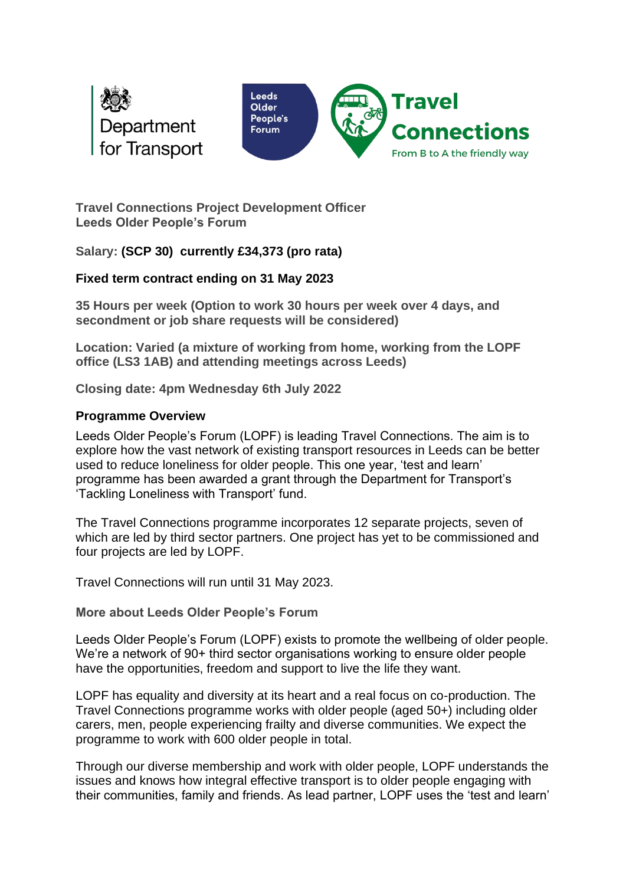Department for Transport

Leeds Older People's Forum

**Travel Connections**
From B to A the friendly way

**Travel Connections Project Development Officer**
**Leeds Older People's Forum**

**Salary: (SCP 30) currently £34,373 (pro rata)**

**Fixed term contract ending on 31 May 2023**

**35 Hours per week (Option to work 30 hours per week over 4 days, and secondment or job share requests will be considered)**

**Location: Varied (a mixture of working from home, working from the LOPF office (LS3 1AB) and attending meetings across Leeds)**

**Closing date: 4pm Wednesday 6th July 2022**

## Programme Overview

Leeds Older People's Forum (LOPF) is leading Travel Connections. The aim is to explore how the vast network of existing transport resources in Leeds can be better used to reduce loneliness for older people. This one year, 'test and learn' programme has been awarded a grant through the Department for Transport's 'Tackling Loneliness with Transport' fund.

The Travel Connections programme incorporates 12 separate projects, seven of which are led by third sector partners. One project has yet to be commissioned and four projects are led by LOPF.

Travel Connections will run until 31 May 2023.

## More about Leeds Older People's Forum

Leeds Older People's Forum (LOPF) exists to promote the wellbeing of older people. We're a network of 90+ third sector organisations working to ensure older people have the opportunities, freedom and support to live the life they want.

LOPF has equality and diversity at its heart and a real focus on co-production. The Travel Connections programme works with older people (aged 50+) including older carers, men, people experiencing frailty and diverse communities. We expect the programme to work with 600 older people in total.

Through our diverse membership and work with older people, LOPF understands the issues and knows how integral effective transport is to older people engaging with their communities, family and friends. As lead partner, LOPF uses the 'test and learn'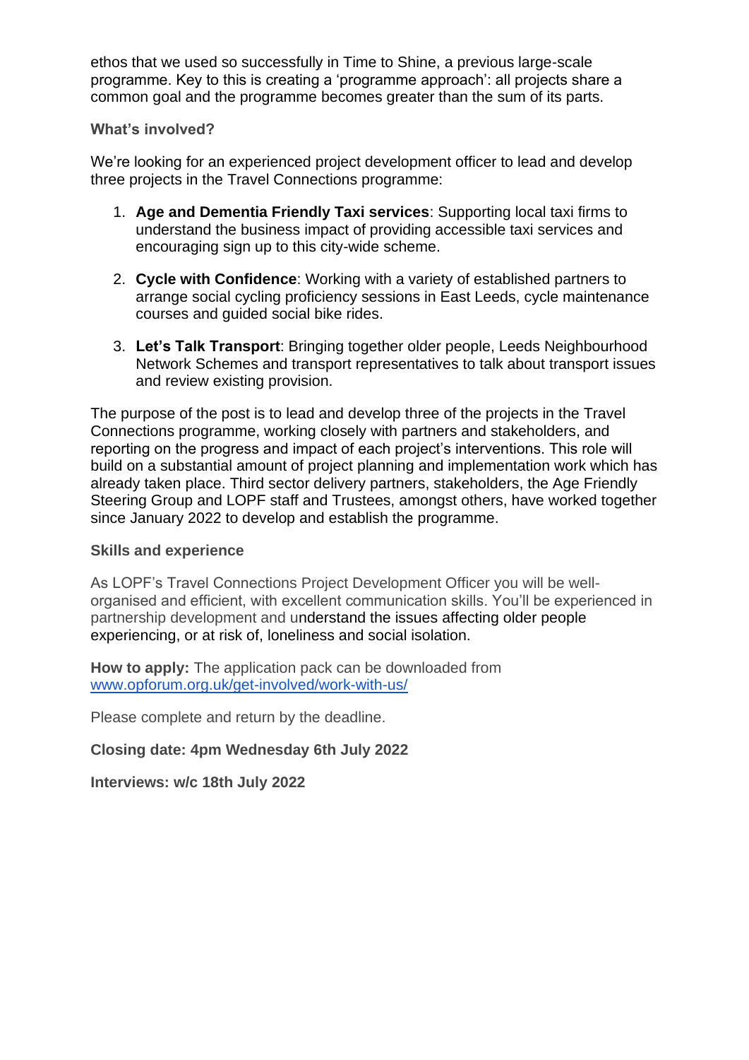ethos that we used so successfully in Time to Shine, a previous large-scale programme. Key to this is creating a 'programme approach': all projects share a common goal and the programme becomes greater than the sum of its parts.

### What's involved?

We're looking for an experienced project development officer to lead and develop three projects in the Travel Connections programme:

1. **Age and Dementia Friendly Taxi services**: Supporting local taxi firms to understand the business impact of providing accessible taxi services and encouraging sign up to this city-wide scheme.

2. **Cycle with Confidence**: Working with a variety of established partners to arrange social cycling proficiency sessions in East Leeds, cycle maintenance courses and guided social bike rides.

3. **Let's Talk Transport**: Bringing together older people, Leeds Neighbourhood Network Schemes and transport representatives to talk about transport issues and review existing provision.

The purpose of the post is to lead and develop three of the projects in the Travel Connections programme, working closely with partners and stakeholders, and reporting on the progress and impact of each project's interventions. This role will build on a substantial amount of project planning and implementation work which has already taken place. Third sector delivery partners, stakeholders, the Age Friendly Steering Group and LOPF staff and Trustees, amongst others, have worked together since January 2022 to develop and establish the programme.

### Skills and experience

As LOPF's Travel Connections Project Development Officer you will be well-organised and efficient, with excellent communication skills. You'll be experienced in partnership development and understand the issues affecting older people experiencing, or at risk of, loneliness and social isolation.

**How to apply:** The application pack can be downloaded from [www.opforum.org.uk/get-involved/work-with-us/](http://www.opforum.org.uk/get-involved/work-with-us/)

Please complete and return by the deadline.

**Closing date: 4pm Wednesday 6th July 2022**

**Interviews: w/c 18th July 2022**